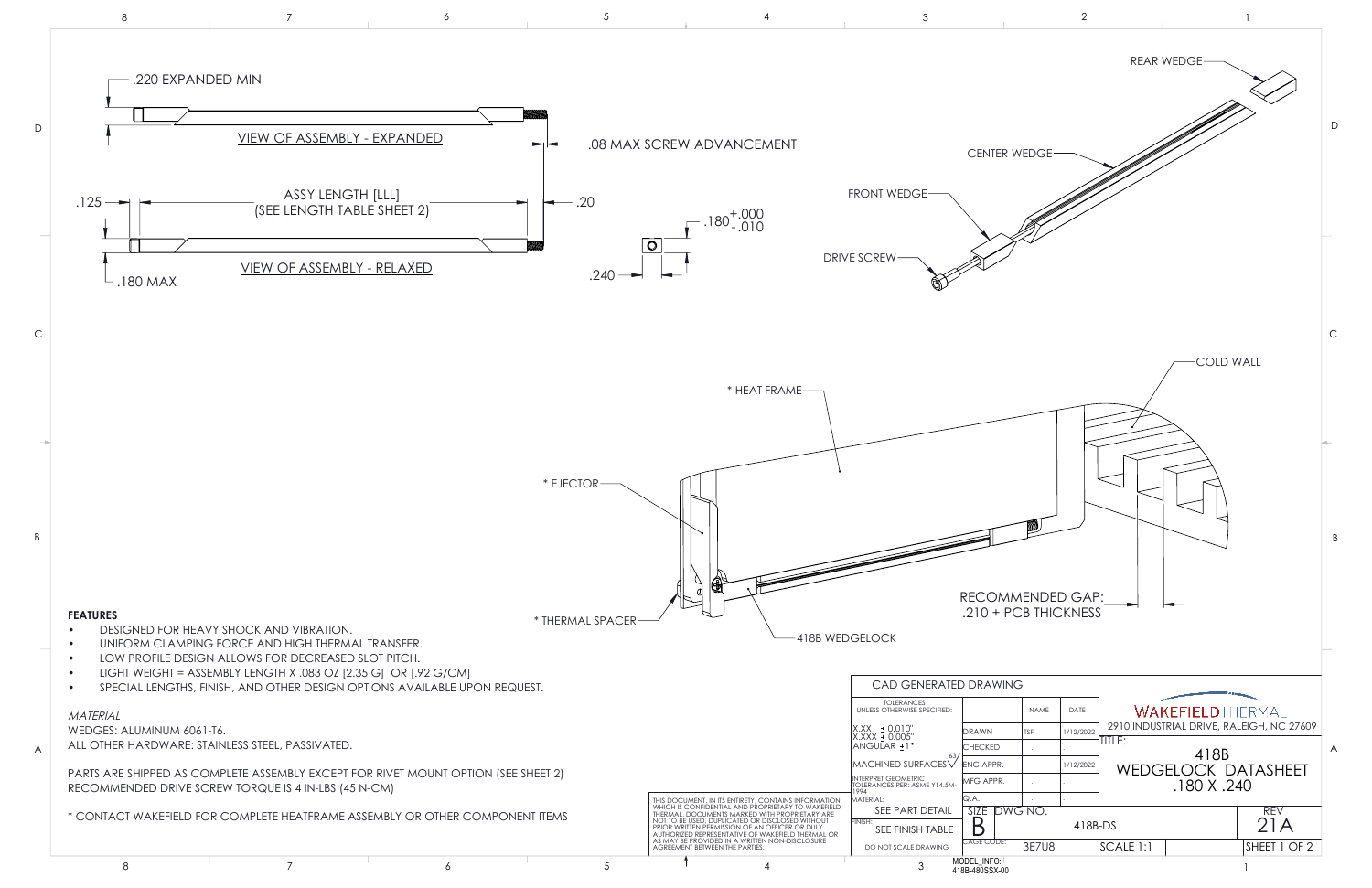.220 EXPANDED MIN

VIEW OF ASSEMBLY - EXPANDED

.08 MAX SCREW ADVANCEMENT

.125

ASSY LENGTH [LLL]
(SEE LENGTH TABLE SHEET 2)

.20

$.180^{+.000}_{-.010}$

.240

VIEW OF ASSEMBLY - RELAXED

.180 MAX

REAR WEDGE

CENTER WEDGE

FRONT WEDGE

DRIVE SCREW

COLD WALL

* HEAT FRAME

* EJECTOR

* THERMAL SPACER

418B WEDGELOCK

RECOMMENDED GAP:
.210 + PCB THICKNESS

**FEATURES**

- DESIGNED FOR HEAVY SHOCK AND VIBRATION.
- UNIFORM CLAMPING FORCE AND HIGH THERMAL TRANSFER.
- LOW PROFILE DESIGN ALLOWS FOR DECREASED SLOT PITCH.
- LIGHT WEIGHT = ASSEMBLY LENGTH X .083 OZ [2.35 G] OR [.92 G/CM]
- SPECIAL LENGTHS, FINISH, AND OTHER DESIGN OPTIONS AVAILABLE UPON REQUEST.

*MATERIAL*

WEDGES: ALUMINUM 6061-T6.

ALL OTHER HARDWARE: STAINLESS STEEL, PASSIVATED.

PARTS ARE SHIPPED AS COMPLETE ASSEMBLY EXCEPT FOR RIVET MOUNT OPTION (SEE SHEET 2)

RECOMMENDED DRIVE SCREW TORQUE IS 4 IN-LBS (45 N-CM)

* CONTACT WAKEFIELD FOR COMPLETE HEATFRAME ASSEMBLY OR OTHER COMPONENT ITEMS

THIS DOCUMENT, IN ITS ENTIRETY, CONTAINS INFORMATION WHICH IS CONFIDENTIAL AND PROPRIETARY TO WAKEFIELD THERMAL. DOCUMENTS MARKED WITH PROPRIETARY ARE NOT TO BE USED, DUPLICATED OR DISCLOSED WITHOUT PRIOR WRITTEN PERMISSION OF AN OFFICER OR DULY AUTHORIZED REPRESENTATIVE OF WAKEFIELD THERMAL OR AS MAY BE PROVIDED IN A WRITTEN NON-DISCLOSURE AGREEMENT BETWEEN THE PARTIES.

CAD GENERATED DRAWING

| TOLERANCES UNLESS OTHERWISE SPECIFIED: | | NAME | DATE |
|---|---|---|---|
| X.XX ± 0.010" | DRAWN | TSF | 1/12/2022 |
| X.XXX ± 0.005" | CHECKED | . | . |
| ANGULAR ±1° | | | |
| MACHINED SURFACES 63 | ENG APPR. | | 1/12/2022 |
| INTERPRET GEOMETRIC TOLERANCES PER: ASME Y14.5M-1994 | MFG APPR. | . | . |
| MATERIAL: SEE PART DETAIL | Q.A. | . | . |
| FINISH: SEE FINISH TABLE | SIZE B | DWG NO. 418B-DS | |
| DO NOT SCALE DRAWING | CAGE CODE: 3E7U8 | | |

WAKEFIELD | THERVAL
2910 INDUSTRIAL DRIVE, RALEIGH, NC 27609

TITLE: 418B WEDGELOCK DATASHEET .180 X .240

REV 21A

SCALE 1:1

SHEET 1 OF 2

MODEL_INFO: 418B-480SSX-00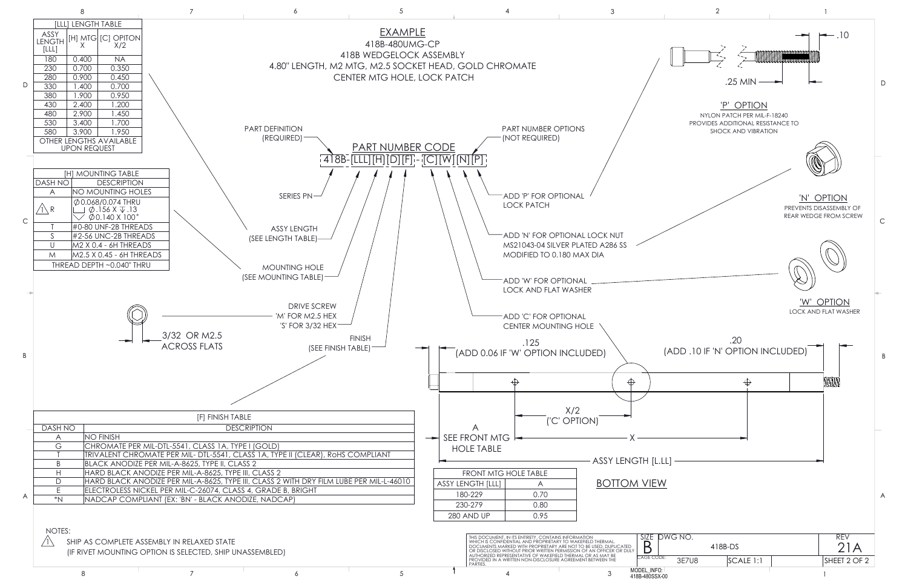| [LLL] LENGTH TABLE | | |
|---|---|---|
| ASSY LENGTH [LLL] | [H] MTG X | [C] OPITON X/2 |
| 180 | 0.400 | NA |
| 230 | 0.700 | 0.350 |
| 280 | 0.900 | 0.450 |
| 330 | 1.400 | 0.700 |
| 380 | 1.900 | 0.950 |
| 430 | 2.400 | 1.200 |
| 480 | 2.900 | 1.450 |
| 530 | 3.400 | 1.700 |
| 580 | 3.900 | 1.950 |
| OTHER LENGTHS AVAILABLE UPON REQUEST | | |

| [H] MOUNTING TABLE | |
|---|---|
| DASH NO | DESCRIPTION |
| A | NO MOUNTING HOLES |
| 1 R | Ø0.068/0.074 THRU ⌴ Ø.156 X ↧.13 ⌵ Ø0.140 X 100° |
| T | #0-80 UNF-2B THREADS |
| S | #2-56 UNC-2B THREADS |
| U | M2 X 0.4 - 6H THREADS |
| M | M2.5 X 0.45 - 6H THREADS |
| THREAD DEPTH ~0.040" THRU | |

## EXAMPLE

418B-480UMG-CP

418B WEDGELOCK ASSEMBLY

4.80" LENGTH, M2 MTG, M2.5 SOCKET HEAD, GOLD CHROMATE

CENTER MTG HOLE, LOCK PATCH

## PART NUMBER CODE

418B-[LLL][H][D][F]-[C][W][N][P]

PART DEFINITION (REQUIRED)

PART NUMBER OPTIONS (NOT REQUIRED)

- SERIES PN
- ASSY LENGTH (SEE LENGTH TABLE)
- MOUNTING HOLE (SEE MOUNTING TABLE)
- DRIVE SCREW 'M' FOR M2.5 HEX 'S' FOR 3/32 HEX
- FINISH (SEE FINISH TABLE)
- ADD 'P' FOR OPTIONAL LOCK PATCH
- ADD 'N' FOR OPTIONAL LOCK NUT MS21043-04 SILVER PLATED A286 SS MODIFIED TO 0.180 MAX DIA
- ADD 'W' FOR OPTIONAL LOCK AND FLAT WASHER
- ADD 'C' FOR OPTIONAL CENTER MOUNTING HOLE

3/32 OR M2.5 ACROSS FLATS

.10

.25 MIN

'P' OPTION

NYLON PATCH PER MIL-F-18240 PROVIDES ADDITIONAL RESISTANCE TO SHOCK AND VIBRATION

'N' OPTION

PREVENTS DISASSEMBLY OF REAR WEDGE FROM SCREW

'W' OPTION

LOCK AND FLAT WASHER

.125 (ADD 0.06 IF 'W' OPTION INCLUDED)

.20 (ADD .10 IF 'N' OPTION INCLUDED)

X/2 ('C' OPTION)

A SEE FRONT MTG HOLE TABLE

X

ASSY LENGTH [L.LL]

BOTTOM VIEW

| FRONT MTG HOLE TABLE | |
|---|---|
| ASSY LENGTH [LLL] | A |
| 180-229 | 0.70 |
| 230-279 | 0.80 |
| 280 AND UP | 0.95 |

| [F] FINISH TABLE | |
|---|---|
| DASH NO | DESCRIPTION |
| A | NO FINISH |
| G | CHROMATE PER MIL-DTL-5541, CLASS 1A, TYPE I (GOLD) |
| T | TRIVALENT CHROMATE PER MIL- DTL-5541, CLASS 1A, TYPE II (CLEAR), RoHS COMPLIANT |
| B | BLACK ANODIZE PER MIL-A-8625, TYPE II, CLASS 2 |
| H | HARD BLACK ANODIZE PER MIL-A-8625, TYPE III, CLASS 2 |
| D | HARD BLACK ANODIZE PER MIL-A-8625, TYPE III, CLASS 2 WITH DRY FILM LUBE PER MIL-L-46010 |
| E | ELECTROLESS NICKEL PER MIL-C-26074, CLASS 4, GRADE B, BRIGHT |
| *N | NADCAP COMPLIANT (EX: 'BN' - BLACK ANODIZE, NADCAP) |

NOTES:

1. SHIP AS COMPLETE ASSEMBLY IN RELAXED STATE (IF RIVET MOUNTING OPTION IS SELECTED, SHIP UNASSEMBLED)

THIS DOCUMENT, IN ITS ENTIRETY, CONTAINS INFORMATION WHICH IS CONFIDENTIAL AND PROPRIETARY TO WAKEFIELD THERMAL. DOCUMENTS MARKED WITH PROPRIETARY ARE NOT TO BE USED, DUPLICATED OR DISCLOSED WITHOUT PRIOR WRITTEN PERMISSION OF AN OFFICER OR DULY AUTHORIZED REPRESENTATIVE OF WAKEFIELD THERMAL OR AS MAY BE PROVIDED IN A WRITTEN NON-DISCLOSURE AGREEMENT BETWEEN THE PARTIES.

| SIZE | DWG NO. | | REV |
|---|---|---|---|
| B | 418B-DS | | 21A |
| CAGE CODE: 3E7U8 | SCALE 1:1 | | SHEET 2 OF 2 |

MODEL_INFO: 418B-480SSX-00